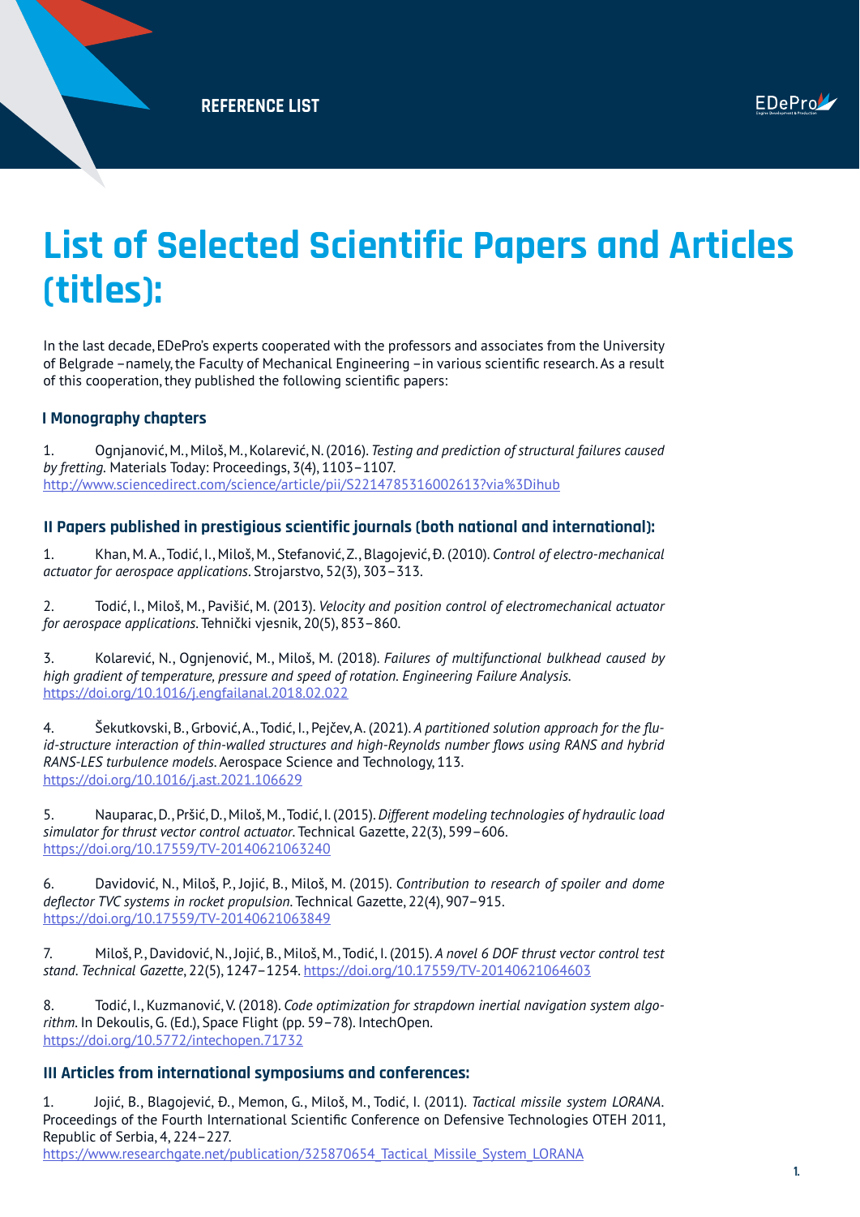# List of Selected Scientific Papers and Articles (titles):

In the last decade, EDePro's experts cooperated with the professors and associates from the University of Belgrade – namely, the Faculty of Mechanical Engineering – in various scientific research. As a result of this cooperation, they published the following scientific papers:

### I Monography chapters

1. Ognjanović, M., Miloš, M., Kolarević, N. (2016). *Testing and prediction of structural failures caused by fretting.* Materials Today: Proceedings, 3(4), 1103–1107. http://www.sciencedirect.com/science/article/pii/S2214785316002613?via%3Dihub

### II Papers published in prestigious scientific journals (both national and international):

1. Khan, M. A., Todić, I., Miloš, M., Stefanović, Z., Blagojević, Đ. (2010). *Control of electro-mechanical actuator for aerospace applications*. Strojarstvo, 52(3), 303–313.

2. Todić, I., Miloš, M., Pavišić, M. (2013). *Velocity and position control of electromechanical actuator for aerospace applications.* Tehnički vjesnik, 20(5), 853–860.

3. Kolarević, N., Ognjenović, M., Miloš, M. (2018). *Failures of multifunctional bulkhead caused by high gradient of temperature, pressure and speed of rotation. Engineering Failure Analysis.* https://doi.org/10.1016/j.engfailanal.2018.02.022

4. Šekutkovski, B., Grbović, A., Todić, I., Pejčev, A. (2021). *A partitioned solution approach for the fluid-structure interaction of thin-walled structures and high-Reynolds number flows using RANS and hybrid RANS-LES turbulence models.* Aerospace Science and Technology, 113. https://doi.org/10.1016/j.ast.2021.106629

5. Nauparac, D., Pršić, D., Miloš, M., Todić, I. (2015). *Different modeling technologies of hydraulic load simulator for thrust vector control actuator*. Technical Gazette, 22(3), 599–606. https://doi.org/10.17559/TV-20140621063240

6. Davidović, N., Miloš, P., Jojić, B., Miloš, M. (2015). *Contribution to research of spoiler and dome deflector TVC systems in rocket propulsion*. Technical Gazette, 22(4), 907–915. https://doi.org/10.17559/TV-20140621063849

7. Miloš, P., Davidović, N., Jojić, B., Miloš, M., Todić, I. (2015). *A novel 6 DOF thrust vector control test stand. Technical Gazette*, 22(5), 1247–1254. https://doi.org/10.17559/TV-20140621064603

8. Todić, I., Kuzmanović, V. (2018). *Code optimization for strapdown inertial navigation system algorithm*. In Dekoulis, G. (Ed.), Space Flight (pp. 59–78). IntechOpen. https://doi.org/10.5772/intechopen.71732

### III Articles from international symposiums and conferences:

1. Jojić, B., Blagojević, Đ., Memon, G., Miloš, M., Todić, I. (2011). *Tactical missile system LORANA*. Proceedings of the Fourth International Scientific Conference on Defensive Technologies OTEH 2011, Republic of Serbia, 4, 224–227. https://www.researchgate.net/publication/325870654_Tactical_Missile_System_LORANA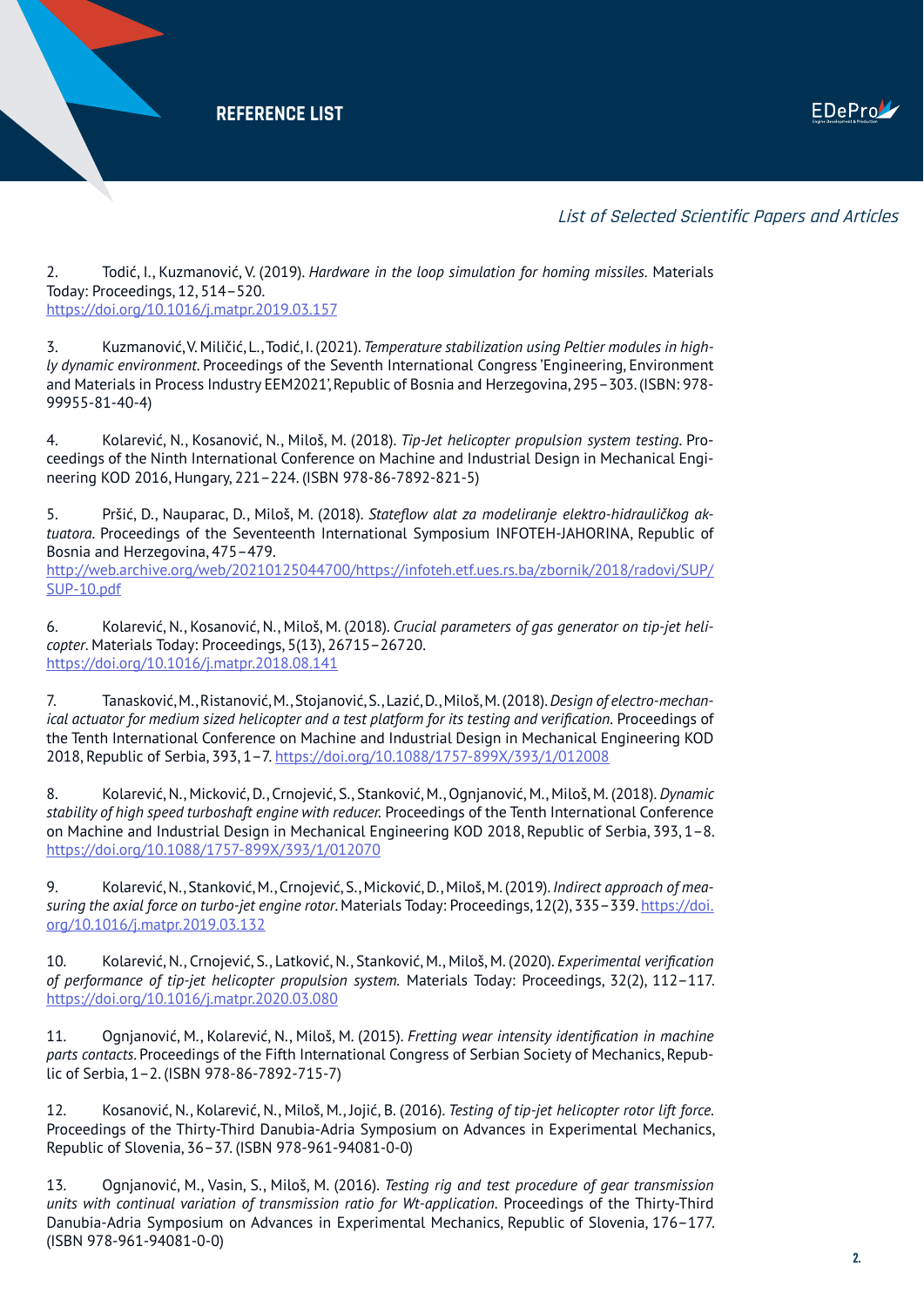*List of Selected Scientific Papers and Articles*

2. Todić, I., Kuzmanović, V. (2019). *Hardware in the loop simulation for homing missiles.* Materials Today: Proceedings, 12, 514–520. https://doi.org/10.1016/j.matpr.2019.03.157

3. Kuzmanović, V. Miličić, L., Todić, I. (2021). *Temperature stabilization using Peltier modules in highly dynamic environment.* Proceedings of the Seventh International Congress 'Engineering, Environment and Materials in Process Industry EEM2021', Republic of Bosnia and Herzegovina, 295–303. (ISBN: 978-99955-81-40-4)

4. Kolarević, N., Kosanović, N., Miloš, M. (2018). *Tip-Jet helicopter propulsion system testing.* Proceedings of the Ninth International Conference on Machine and Industrial Design in Mechanical Engineering KOD 2016, Hungary, 221–224. (ISBN 978-86-7892-821-5)

5. Pršić, D., Nauparac, D., Miloš, M. (2018). *Stateflow alat za modeliranje elektro-hidrauličkog aktuatora.* Proceedings of the Seventeenth International Symposium INFOTEH-JAHORINA, Republic of Bosnia and Herzegovina, 475–479. http://web.archive.org/web/20210125044700/https://infoteh.etf.ues.rs.ba/zbornik/2018/radovi/SUP/SUP-10.pdf

6. Kolarević, N., Kosanović, N., Miloš, M. (2018). *Crucial parameters of gas generator on tip-jet helicopter.* Materials Today: Proceedings, 5(13), 26715–26720. https://doi.org/10.1016/j.matpr.2018.08.141

7. Tanasković, M., Ristanović, M., Stojanović, S., Lazić, D., Miloš, M. (2018). *Design of electro-mechanical actuator for medium sized helicopter and a test platform for its testing and verification.* Proceedings of the Tenth International Conference on Machine and Industrial Design in Mechanical Engineering KOD 2018, Republic of Serbia, 393, 1–7. https://doi.org/10.1088/1757-899X/393/1/012008

8. Kolarević, N., Micković, D., Crnojević, S., Stanković, M., Ognjanović, M., Miloš, M. (2018). *Dynamic stability of high speed turboshaft engine with reducer.* Proceedings of the Tenth International Conference on Machine and Industrial Design in Mechanical Engineering KOD 2018, Republic of Serbia, 393, 1–8. https://doi.org/10.1088/1757-899X/393/1/012070

9. Kolarević, N., Stanković, M., Crnojević, S., Micković, D., Miloš, M. (2019). *Indirect approach of measuring the axial force on turbo-jet engine rotor.* Materials Today: Proceedings, 12(2), 335–339. https://doi.org/10.1016/j.matpr.2019.03.132

10. Kolarević, N., Crnojević, S., Latković, N., Stanković, M., Miloš, M. (2020). *Experimental verification of performance of tip-jet helicopter propulsion system.* Materials Today: Proceedings, 32(2), 112–117. https://doi.org/10.1016/j.matpr.2020.03.080

11. Ognjanović, M., Kolarević, N., Miloš, M. (2015). *Fretting wear intensity identification in machine parts contacts.* Proceedings of the Fifth International Congress of Serbian Society of Mechanics, Republic of Serbia, 1–2. (ISBN 978-86-7892-715-7)

12. Kosanović, N., Kolarević, N., Miloš, M., Jojić, B. (2016). *Testing of tip-jet helicopter rotor lift force.* Proceedings of the Thirty-Third Danubia-Adria Symposium on Advances in Experimental Mechanics, Republic of Slovenia, 36–37. (ISBN 978-961-94081-0-0)

13. Ognjanović, M., Vasin, S., Miloš, M. (2016). *Testing rig and test procedure of gear transmission units with continual variation of transmission ratio for Wt-application.* Proceedings of the Thirty-Third Danubia-Adria Symposium on Advances in Experimental Mechanics, Republic of Slovenia, 176–177. (ISBN 978-961-94081-0-0)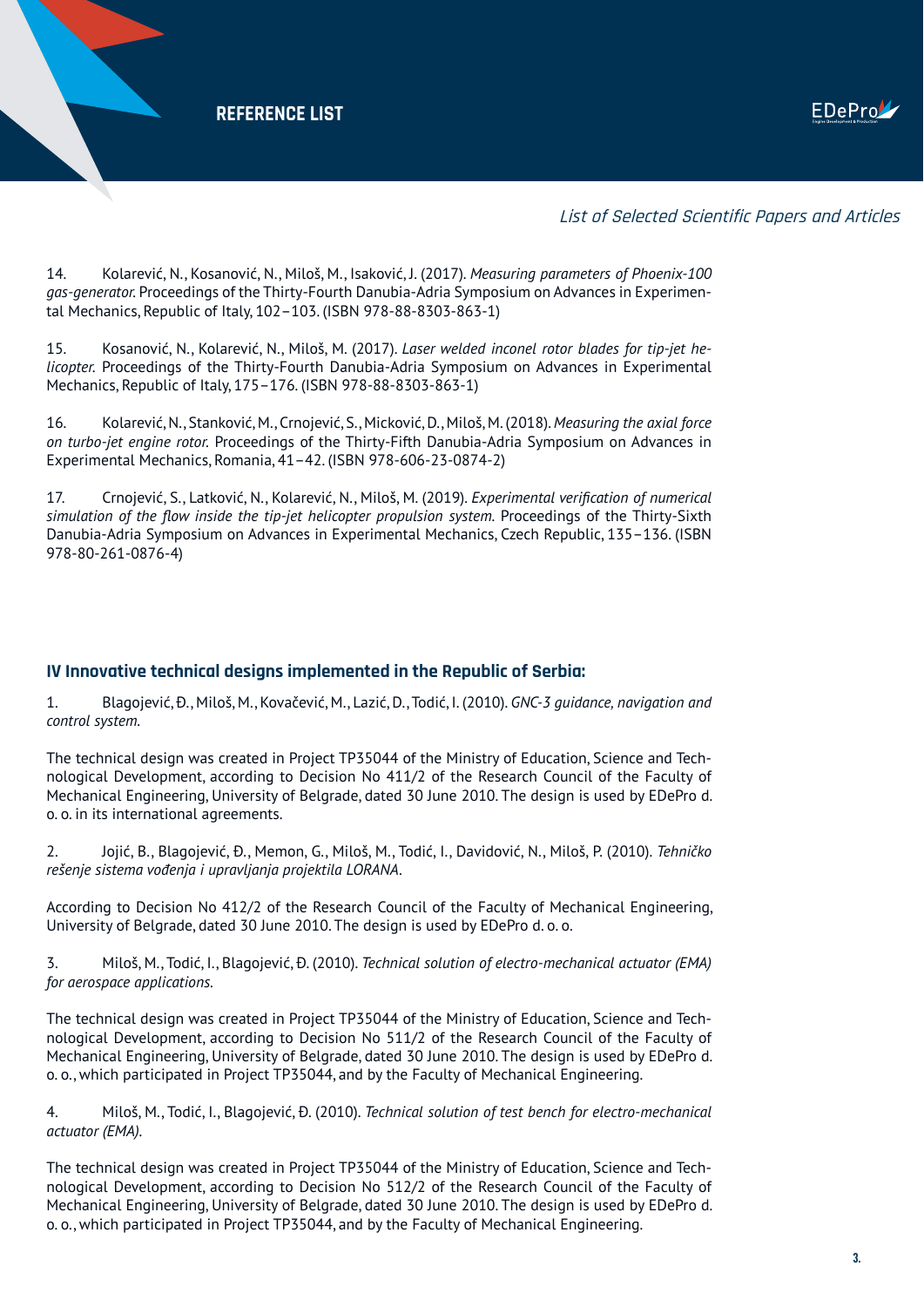14. Kolarević, N., Kosanović, N., Miloš, M., Isaković, J. (2017). *Measuring parameters of Phoenix-100 gas-generator.* Proceedings of the Thirty-Fourth Danubia-Adria Symposium on Advances in Experimental Mechanics, Republic of Italy, 102–103. (ISBN 978-88-8303-863-1)

15. Kosanović, N., Kolarević, N., Miloš, M. (2017). *Laser welded inconel rotor blades for tip-jet helicopter.* Proceedings of the Thirty-Fourth Danubia-Adria Symposium on Advances in Experimental Mechanics, Republic of Italy, 175–176. (ISBN 978-88-8303-863-1)

16. Kolarević, N., Stanković, M., Crnojević, S., Micković, D., Miloš, M. (2018). *Measuring the axial force on turbo-jet engine rotor.* Proceedings of the Thirty-Fifth Danubia-Adria Symposium on Advances in Experimental Mechanics, Romania, 41–42. (ISBN 978-606-23-0874-2)

17. Crnojević, S., Latković, N., Kolarević, N., Miloš, M. (2019). *Experimental verification of numerical simulation of the flow inside the tip-jet helicopter propulsion system.* Proceedings of the Thirty-Sixth Danubia-Adria Symposium on Advances in Experimental Mechanics, Czech Republic, 135–136. (ISBN 978-80-261-0876-4)

## IV Innovative technical designs implemented in the Republic of Serbia:

1. Blagojević, Đ., Miloš, M., Kovačević, M., Lazić, D., Todić, I. (2010). *GNC-3 guidance, navigation and control system.*

The technical design was created in Project TP35044 of the Ministry of Education, Science and Technological Development, according to Decision No 411/2 of the Research Council of the Faculty of Mechanical Engineering, University of Belgrade, dated 30 June 2010. The design is used by EDePro d. o. o. in its international agreements.

2. Jojić, B., Blagojević, Đ., Memon, G., Miloš, M., Todić, I., Davidović, N., Miloš, P. (2010). *Tehničko rešenje sistema vođenja i upravljanja projektila LORANA.*

According to Decision No 412/2 of the Research Council of the Faculty of Mechanical Engineering, University of Belgrade, dated 30 June 2010. The design is used by EDePro d. o. o.

3. Miloš, M., Todić, I., Blagojević, Đ. (2010). *Technical solution of electro-mechanical actuator (EMA) for aerospace applications.*

The technical design was created in Project TP35044 of the Ministry of Education, Science and Technological Development, according to Decision No 511/2 of the Research Council of the Faculty of Mechanical Engineering, University of Belgrade, dated 30 June 2010. The design is used by EDePro d. o. o., which participated in Project TP35044, and by the Faculty of Mechanical Engineering.

4. Miloš, M., Todić, I., Blagojević, Đ. (2010). *Technical solution of test bench for electro-mechanical actuator (EMA).*

The technical design was created in Project TP35044 of the Ministry of Education, Science and Technological Development, according to Decision No 512/2 of the Research Council of the Faculty of Mechanical Engineering, University of Belgrade, dated 30 June 2010. The design is used by EDePro d. o. o., which participated in Project TP35044, and by the Faculty of Mechanical Engineering.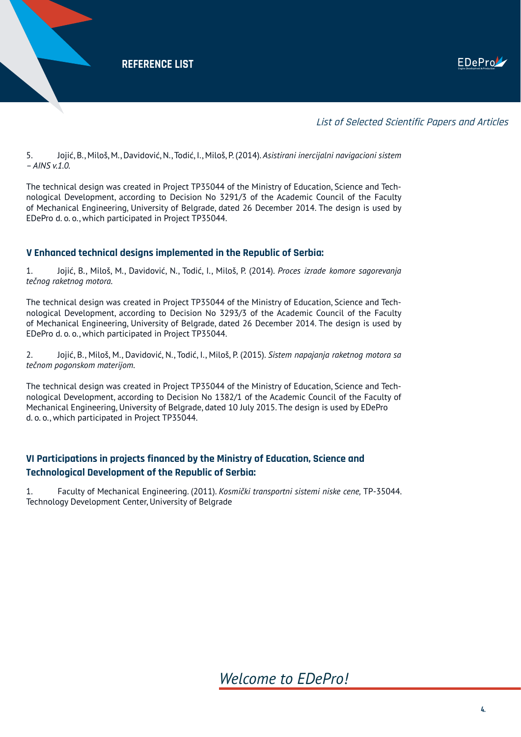5. Jojić, B., Miloš, M., Davidović, N., Todić, I., Miloš, P. (2014). *Asistirani inercijalni navigacioni sistem – AINS v.1.0.*

The technical design was created in Project TP35044 of the Ministry of Education, Science and Technological Development, according to Decision No 3291/3 of the Academic Council of the Faculty of Mechanical Engineering, University of Belgrade, dated 26 December 2014. The design is used by EDePro d. o. o., which participated in Project TP35044.

### V Enhanced technical designs implemented in the Republic of Serbia:

1. Jojić, B., Miloš, M., Davidović, N., Todić, I., Miloš, P. (2014). *Proces izrade komore sagorevanja tečnog raketnog motora.*

The technical design was created in Project TP35044 of the Ministry of Education, Science and Technological Development, according to Decision No 3293/3 of the Academic Council of the Faculty of Mechanical Engineering, University of Belgrade, dated 26 December 2014. The design is used by EDePro d. o. o., which participated in Project TP35044.

2. Jojić, B., Miloš, M., Davidović, N., Todić, I., Miloš, P. (2015). *Sistem napajanja raketnog motora sa tečnom pogonskom materijom.*

The technical design was created in Project TP35044 of the Ministry of Education, Science and Technological Development, according to Decision No 1382/1 of the Academic Council of the Faculty of Mechanical Engineering, University of Belgrade, dated 10 July 2015. The design is used by EDePro d. o. o., which participated in Project TP35044.

### VI Participations in projects financed by the Ministry of Education, Science and Technological Development of the Republic of Serbia:

1. Faculty of Mechanical Engineering. (2011). *Kosmički transportni sistemi niske cene,* TP-35044. Technology Development Center, University of Belgrade